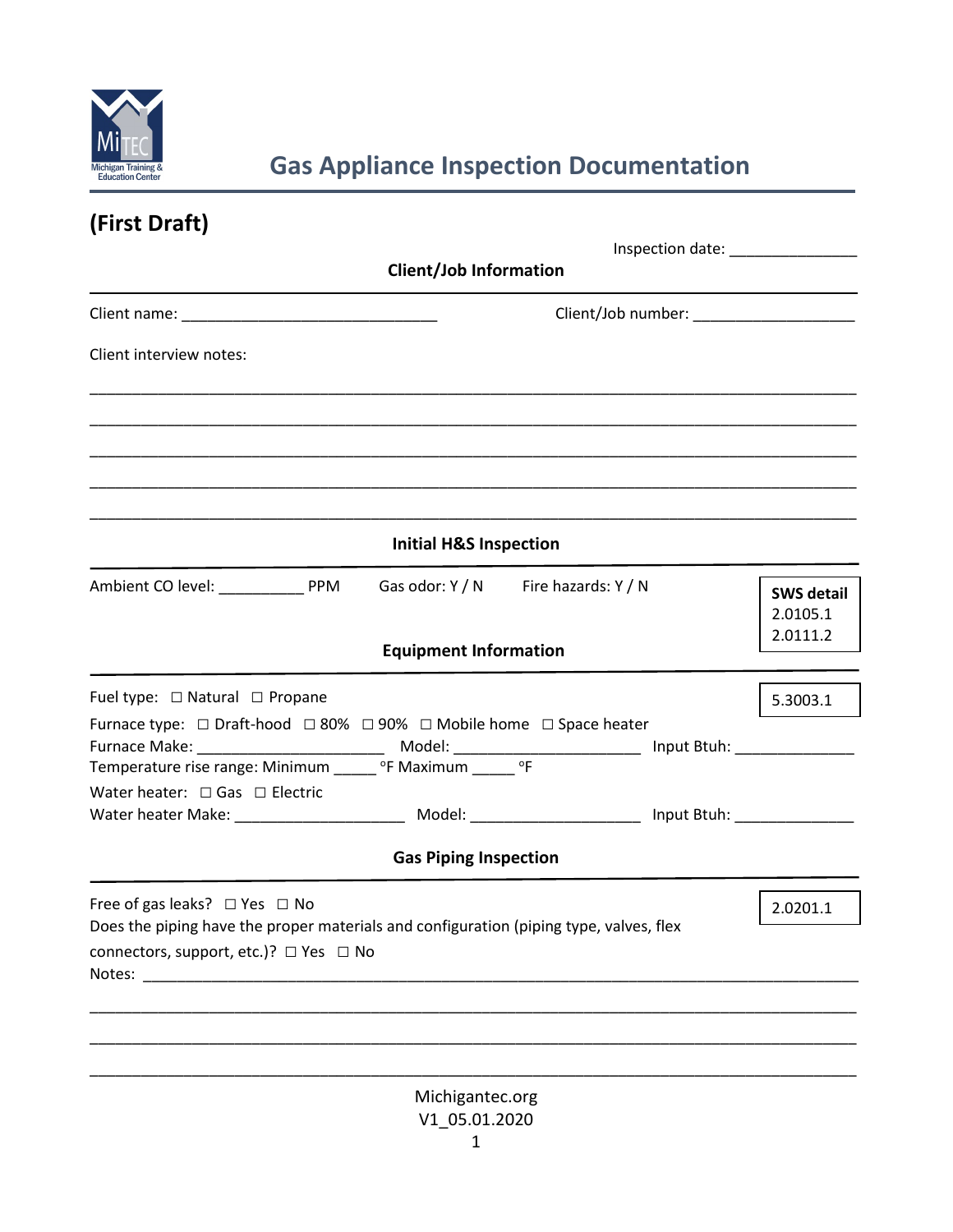# Gas Appliance Inspection Documentation

## (First Draft)

Inspection date: _______________

### Client/Job Information

Client name: ______________________________ Client/Job number: ___________________

Client interview notes:

______________________________________________________________________________

______________________________________________________________________________

______________________________________________________________________________

______________________________________________________________________________

______________________________________________________________________________

### Initial H&S Inspection

Ambient CO level: __________ PPM Gas odor: Y / N Fire hazards: Y / N

**SWS detail**
2.0105.1
2.0111.2

### Equipment Information

5.3003.1

Fuel type: ☐ Natural ☐ Propane

Furnace type: ☐ Draft-hood ☐ 80% ☐ 90% ☐ Mobile home ☐ Space heater

Furnace Make: ______________________ Model: ______________________ Input Btuh: ______________

Temperature rise range: Minimum _____ °F Maximum _____ °F

Water heater: ☐ Gas ☐ Electric

Water heater Make: ____________________ Model: ____________________ Input Btuh: ______________

### Gas Piping Inspection

2.0201.1

Free of gas leaks? ☐ Yes ☐ No

Does the piping have the proper materials and configuration (piping type, valves, flex connectors, support, etc.)? ☐ Yes ☐ No

Notes: ________________________________________________________________________

______________________________________________________________________________

______________________________________________________________________________

______________________________________________________________________________

Michigantec.org
V1_05.01.2020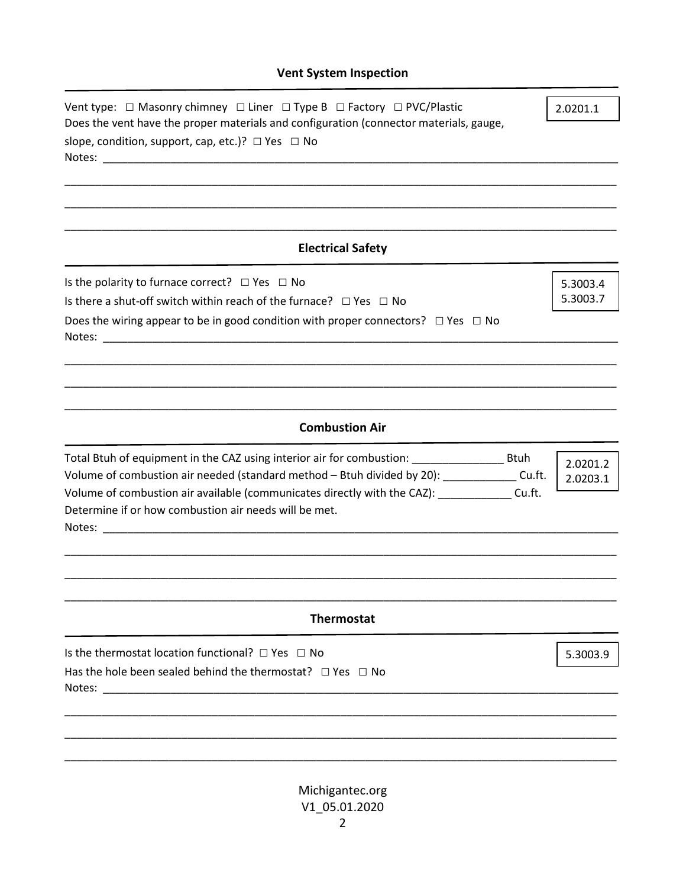## Vent System Inspection

2.0201.1

Vent type: ☐ Masonry chimney ☐ Liner ☐ Type B ☐ Factory ☐ PVC/Plastic

Does the vent have the proper materials and configuration (connector materials, gauge, slope, condition, support, cap, etc.)? ☐ Yes ☐ No

Notes: ______________________________________________________________________________

______________________________________________________________________________

______________________________________________________________________________

______________________________________________________________________________

## Electrical Safety

5.3003.4
5.3003.7

Is the polarity to furnace correct? ☐ Yes ☐ No

Is there a shut-off switch within reach of the furnace? ☐ Yes ☐ No

Does the wiring appear to be in good condition with proper connectors? ☐ Yes ☐ No

Notes: ______________________________________________________________________________

______________________________________________________________________________

______________________________________________________________________________

______________________________________________________________________________

## Combustion Air

2.0201.2
2.0203.1

Total Btuh of equipment in the CAZ using interior air for combustion: _______________ Btuh

Volume of combustion air needed (standard method – Btuh divided by 20): ____________ Cu.ft.

Volume of combustion air available (communicates directly with the CAZ): ____________ Cu.ft.

Determine if or how combustion air needs will be met.

Notes: ______________________________________________________________________________

______________________________________________________________________________

______________________________________________________________________________

______________________________________________________________________________

## Thermostat

5.3003.9

Is the thermostat location functional? ☐ Yes ☐ No

Has the hole been sealed behind the thermostat? ☐ Yes ☐ No

Notes: ______________________________________________________________________________

______________________________________________________________________________

______________________________________________________________________________

______________________________________________________________________________

Michigantec.org
V1_05.01.2020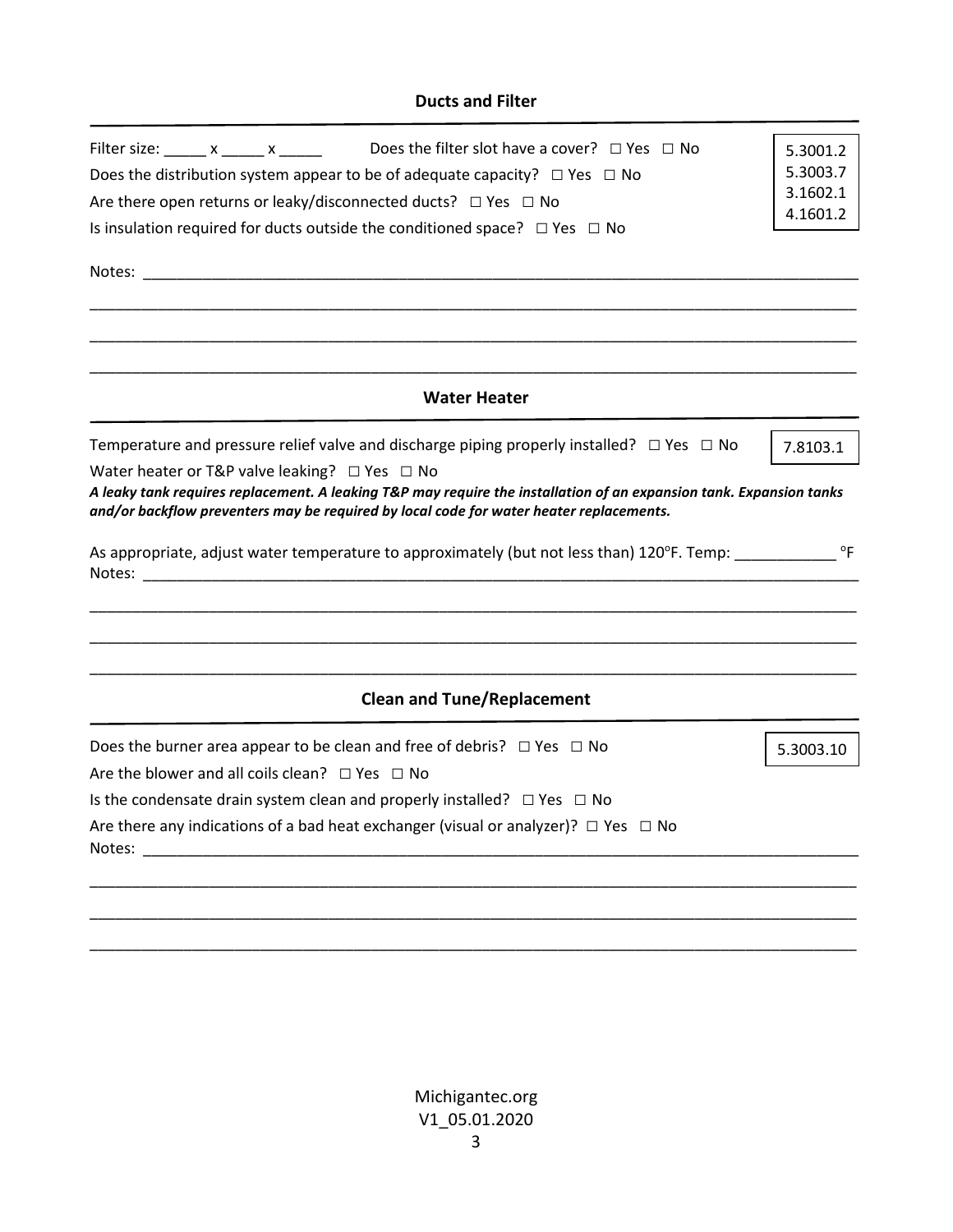## Ducts and Filter

Filter size: _____ x _____ x _____ Does the filter slot have a cover? ☐ Yes ☐ No

Does the distribution system appear to be of adequate capacity? ☐ Yes ☐ No

Are there open returns or leaky/disconnected ducts? ☐ Yes ☐ No

Is insulation required for ducts outside the conditioned space? ☐ Yes ☐ No

5.3001.2
5.3003.7
3.1602.1
4.1601.2

Notes: ____________________________________________________________________________________

____________________________________________________________________________________________

____________________________________________________________________________________________

____________________________________________________________________________________________

## Water Heater

Temperature and pressure relief valve and discharge piping properly installed? ☐ Yes ☐ No

7.8103.1

Water heater or T&P valve leaking? ☐ Yes ☐ No

***A leaky tank requires replacement. A leaking T&P may require the installation of an expansion tank. Expansion tanks and/or backflow preventers may be required by local code for water heater replacements.***

As appropriate, adjust water temperature to approximately (but not less than) 120°F. Temp: ____________ °F

Notes: ____________________________________________________________________________________

____________________________________________________________________________________________

____________________________________________________________________________________________

____________________________________________________________________________________________

## Clean and Tune/Replacement

Does the burner area appear to be clean and free of debris? ☐ Yes ☐ No

5.3003.10

Are the blower and all coils clean? ☐ Yes ☐ No

Is the condensate drain system clean and properly installed? ☐ Yes ☐ No

Are there any indications of a bad heat exchanger (visual or analyzer)? ☐ Yes ☐ No

Notes: ____________________________________________________________________________________

____________________________________________________________________________________________

____________________________________________________________________________________________

____________________________________________________________________________________________

Michigantec.org
V1_05.01.2020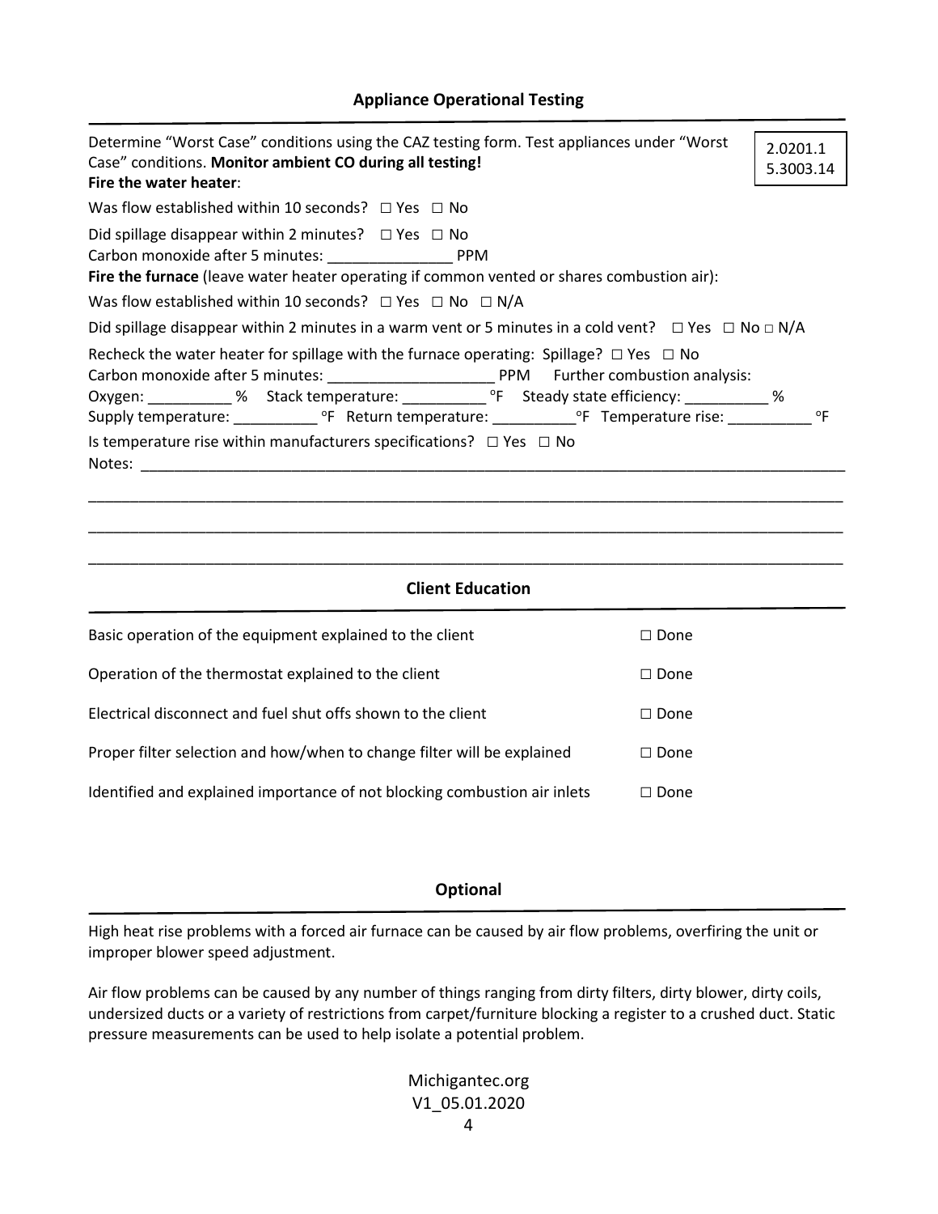## Appliance Operational Testing

Determine "Worst Case" conditions using the CAZ testing form. Test appliances under "Worst Case" conditions. **Monitor ambient CO during all testing!**

2.0201.1
5.3003.14

**Fire the water heater**:

Was flow established within 10 seconds? ☐ Yes ☐ No

Did spillage disappear within 2 minutes? ☐ Yes ☐ No

Carbon monoxide after 5 minutes: _______________ PPM

**Fire the furnace** (leave water heater operating if common vented or shares combustion air):

Was flow established within 10 seconds? ☐ Yes ☐ No ☐ N/A

Did spillage disappear within 2 minutes in a warm vent or 5 minutes in a cold vent? ☐ Yes ☐ No ☐ N/A

Recheck the water heater for spillage with the furnace operating: Spillage? ☐ Yes ☐ No

Carbon monoxide after 5 minutes: ____________________ PPM Further combustion analysis:

Oxygen: __________ % Stack temperature: __________ °F Steady state efficiency: __________ %

Supply temperature: __________ °F Return temperature: __________°F Temperature rise: __________ °F

Is temperature rise within manufacturers specifications? ☐ Yes ☐ No

Notes: ____________________________________________________________________________________

___________________________________________________________________________________________

___________________________________________________________________________________________

___________________________________________________________________________________________

## Client Education

| | |
|---|---|
| Basic operation of the equipment explained to the client | ☐ Done |
| Operation of the thermostat explained to the client | ☐ Done |
| Electrical disconnect and fuel shut offs shown to the client | ☐ Done |
| Proper filter selection and how/when to change filter will be explained | ☐ Done |
| Identified and explained importance of not blocking combustion air inlets | ☐ Done |

## Optional

High heat rise problems with a forced air furnace can be caused by air flow problems, overfiring the unit or improper blower speed adjustment.

Air flow problems can be caused by any number of things ranging from dirty filters, dirty blower, dirty coils, undersized ducts or a variety of restrictions from carpet/furniture blocking a register to a crushed duct. Static pressure measurements can be used to help isolate a potential problem.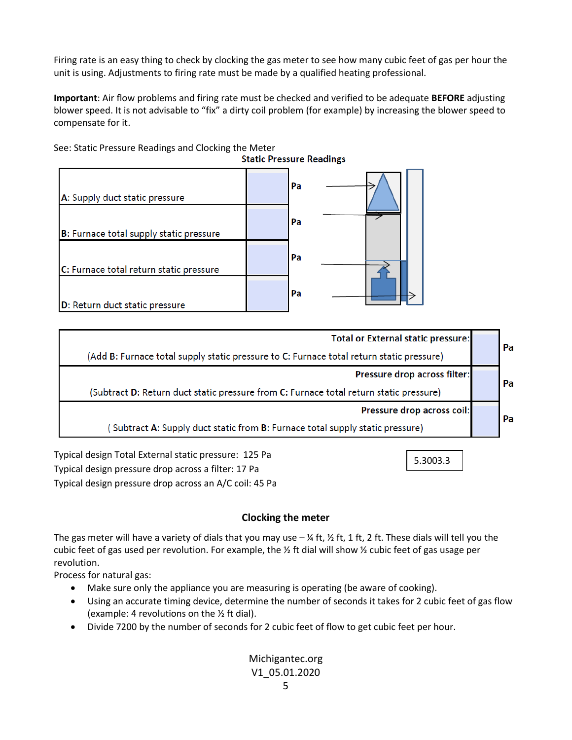Firing rate is an easy thing to check by clocking the gas meter to see how many cubic feet of gas per hour the unit is using. Adjustments to firing rate must be made by a qualified heating professional.

**Important**: Air flow problems and firing rate must be checked and verified to be adequate **BEFORE** adjusting blower speed. It is not advisable to "fix" a dirty coil problem (for example) by increasing the blower speed to compensate for it.

See: Static Pressure Readings and Clocking the Meter

**Static Pressure Readings**

| | | |
|---|---|---|
| A: Supply duct static pressure | | Pa |
| B: Furnace total supply static pressure | | Pa |
| C: Furnace total return static pressure | | Pa |
| D: Return duct static pressure | | Pa |

| | | |
|---|---|---|
| **Total or External static pressure**: (Add **B**: Furnace total supply static pressure to **C**: Furnace total return static pressure) | | Pa |
| **Pressure drop across filter**: (Subtract **D**: Return duct static pressure from **C**: Furnace total return static pressure) | | Pa |
| **Pressure drop across coil**: ( Subtract **A**: Supply duct static from **B**: Furnace total supply static pressure) | | Pa |

Typical design Total External static pressure: 125 Pa
Typical design pressure drop across a filter: 17 Pa
Typical design pressure drop across an A/C coil: 45 Pa

5.3003.3

## Clocking the meter

The gas meter will have a variety of dials that you may use – ¼ ft, ½ ft, 1 ft, 2 ft. These dials will tell you the cubic feet of gas used per revolution. For example, the ½ ft dial will show ½ cubic feet of gas usage per revolution.

Process for natural gas:

- Make sure only the appliance you are measuring is operating (be aware of cooking).
- Using an accurate timing device, determine the number of seconds it takes for 2 cubic feet of gas flow (example: 4 revolutions on the ½ ft dial).
- Divide 7200 by the number of seconds for 2 cubic feet of flow to get cubic feet per hour.

Michigantec.org
V1_05.01.2020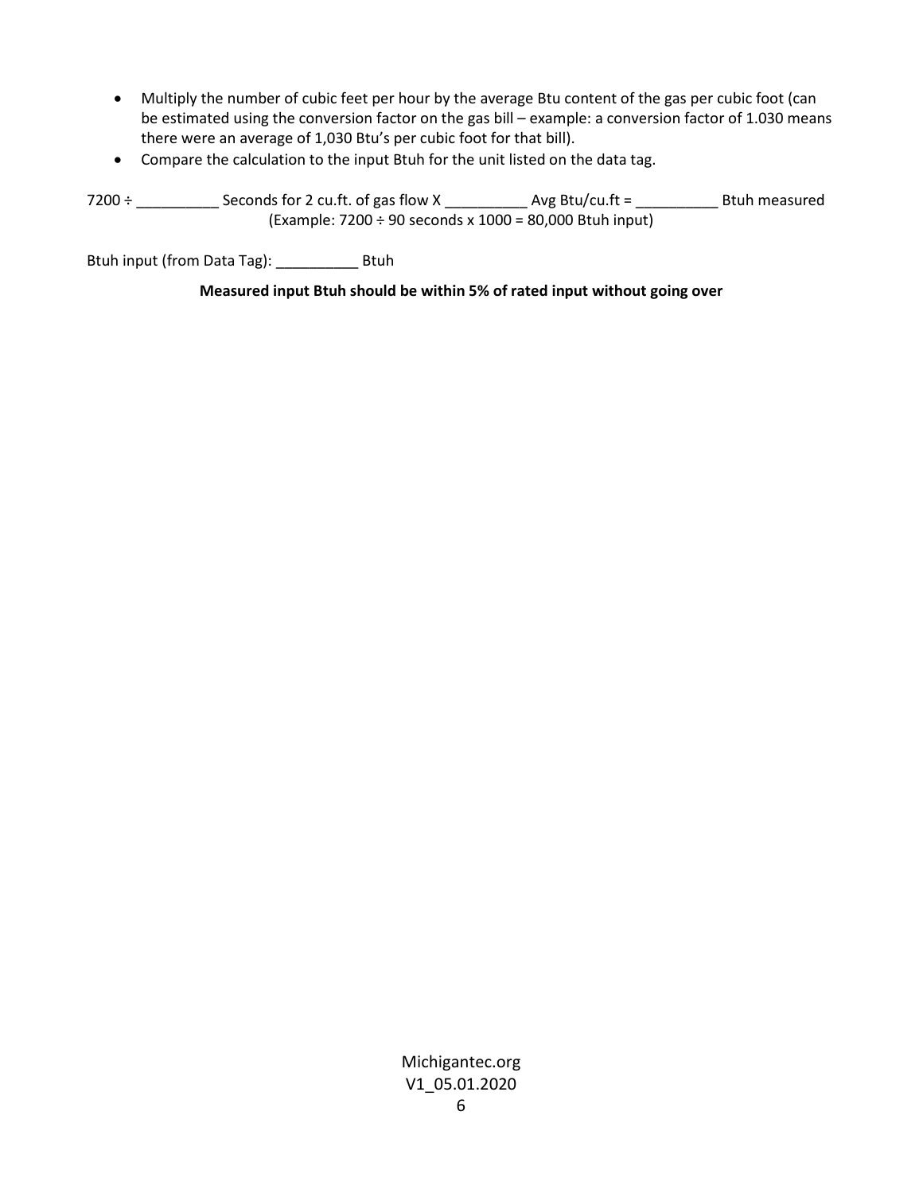- Multiply the number of cubic feet per hour by the average Btu content of the gas per cubic foot (can be estimated using the conversion factor on the gas bill – example: a conversion factor of 1.030 means there were an average of 1,030 Btu's per cubic foot for that bill).
- Compare the calculation to the input Btuh for the unit listed on the data tag.

7200 ÷ __________ Seconds for 2 cu.ft. of gas flow X __________ Avg Btu/cu.ft = __________ Btuh measured
(Example: 7200 ÷ 90 seconds x 1000 = 80,000 Btuh input)

Btuh input (from Data Tag): __________ Btuh

**Measured input Btuh should be within 5% of rated input without going over**

Michigantec.org
V1_05.01.2020